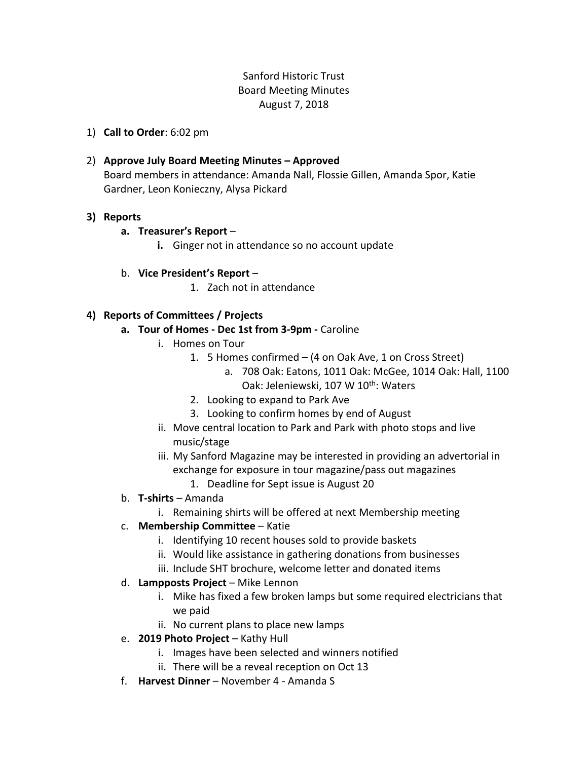Sanford Historic Trust
Board Meeting Minutes
August 7, 2018

1) **Call to Order**: 6:02 pm

2) **Approve July Board Meeting Minutes – Approved**
   Board members in attendance: Amanda Nall, Flossie Gillen, Amanda Spor, Katie Gardner, Leon Konieczny, Alysa Pickard

3) **Reports**
   a. **Treasurer's Report** –
      i. Ginger not in attendance so no account update
   b. **Vice President's Report** –
      1. Zach not in attendance

4) **Reports of Committees / Projects**
   a. **Tour of Homes - Dec 1st from 3-9pm -** Caroline
      i. Homes on Tour
         1. 5 Homes confirmed – (4 on Oak Ave, 1 on Cross Street)
            a. 708 Oak: Eatons, 1011 Oak: McGee, 1014 Oak: Hall, 1100 Oak: Jeleniewski, 107 W 10th: Waters
         2. Looking to expand to Park Ave
         3. Looking to confirm homes by end of August
      ii. Move central location to Park and Park with photo stops and live music/stage
      iii. My Sanford Magazine may be interested in providing an advertorial in exchange for exposure in tour magazine/pass out magazines
         1. Deadline for Sept issue is August 20
   b. **T-shirts** – Amanda
      i. Remaining shirts will be offered at next Membership meeting
   c. **Membership Committee** – Katie
      i. Identifying 10 recent houses sold to provide baskets
      ii. Would like assistance in gathering donations from businesses
      iii. Include SHT brochure, welcome letter and donated items
   d. **Lampposts Project** – Mike Lennon
      i. Mike has fixed a few broken lamps but some required electricians that we paid
      ii. No current plans to place new lamps
   e. **2019 Photo Project** – Kathy Hull
      i. Images have been selected and winners notified
      ii. There will be a reveal reception on Oct 13
   f. **Harvest Dinner** – November 4 - Amanda S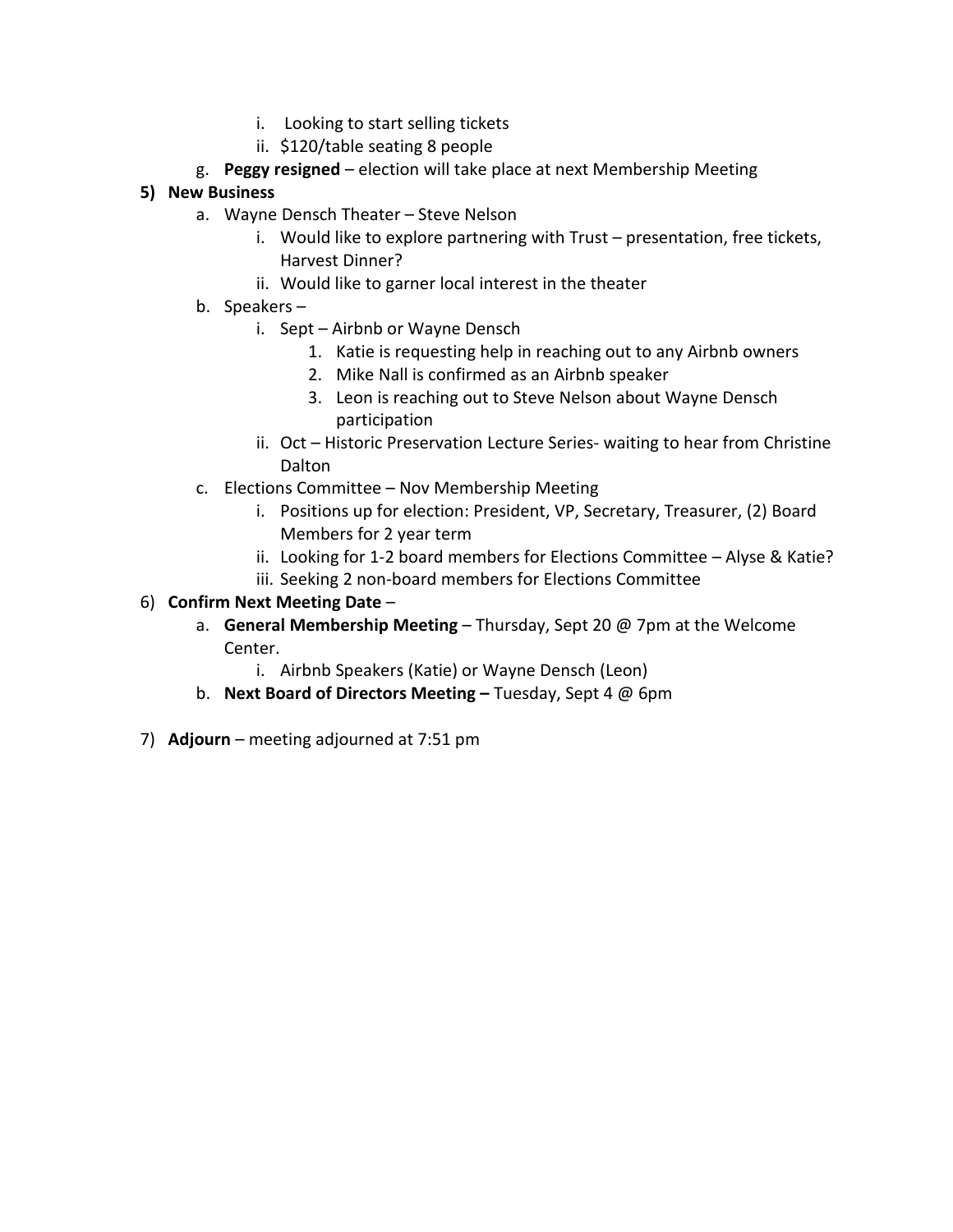i. Looking to start selling tickets
        ii. $120/table seating 8 people
    g. **Peggy resigned** – election will take place at next Membership Meeting

**5) New Business**

- a. Wayne Densch Theater – Steve Nelson
    - i. Would like to explore partnering with Trust – presentation, free tickets, Harvest Dinner?
    - ii. Would like to garner local interest in the theater
- b. Speakers –
    - i. Sept – Airbnb or Wayne Densch
        1. Katie is requesting help in reaching out to any Airbnb owners
        2. Mike Nall is confirmed as an Airbnb speaker
        3. Leon is reaching out to Steve Nelson about Wayne Densch participation
    - ii. Oct – Historic Preservation Lecture Series- waiting to hear from Christine Dalton
- c. Elections Committee – Nov Membership Meeting
    - i. Positions up for election: President, VP, Secretary, Treasurer, (2) Board Members for 2 year term
    - ii. Looking for 1-2 board members for Elections Committee – Alyse & Katie?
    - iii. Seeking 2 non-board members for Elections Committee

6) **Confirm Next Meeting Date** –

- a. **General Membership Meeting** – Thursday, Sept 20 @ 7pm at the Welcome Center.
    - i. Airbnb Speakers (Katie) or Wayne Densch (Leon)
- b. **Next Board of Directors Meeting –** Tuesday, Sept 4 @ 6pm

7) **Adjourn** – meeting adjourned at 7:51 pm